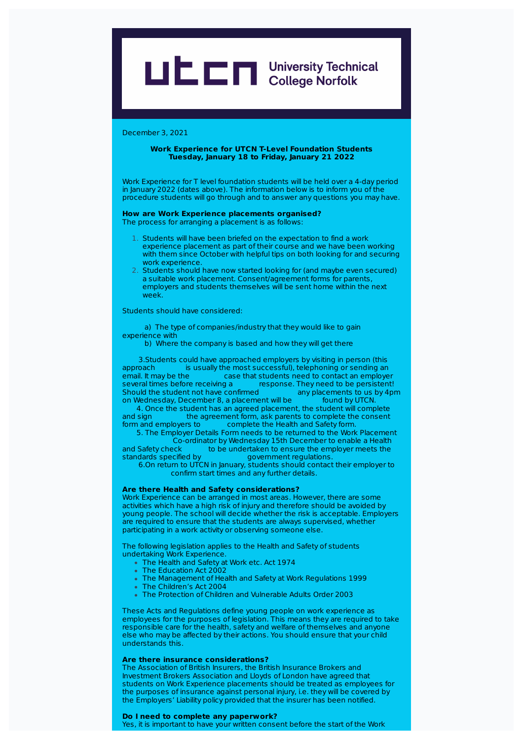**UTCN University Technical College Norfolk**

December 3, 2021

**Work Experience for UTCN T-Level Foundation Students**
**Tuesday, January 18 to Friday, January 21 2022**

Work Experience for T level foundation students will be held over a 4-day period in January 2022 (dates above). The information below is to inform you of the procedure students will go through and to answer any questions you may have.

**How are Work Experience placements organised?**
The process for arranging a placement is as follows:

1. Students will have been briefed on the expectation to find a work experience placement as part of their course and we have been working with them since October with helpful tips on both looking for and securing work experience.
2. Students should have now started looking for (and maybe even secured) a suitable work placement. Consent/agreement forms for parents, employers and students themselves will be sent home within the next week.

Students should have considered:

a) The type of companies/industry that they would like to gain experience with
b) Where the company is based and how they will get there

3. Students could have approached employers by visiting in person (this approach is usually the most successful), telephoning or sending an email. It may be the case that students need to contact an employer several times before receiving a response. They need to be persistent! Should the student not have confirmed any placements to us by 4pm on Wednesday, December 8, a placement will be found by UTCN.
4. Once the student has an agreed placement, the student will complete and sign the agreement form, ask parents to complete the consent form and employers to complete the Health and Safety form.
5. The Employer Details Form needs to be returned to the Work Placement Co-ordinator by Wednesday 15th December to enable a Health and Safety check to be undertaken to ensure the employer meets the standards specified by government regulations.
6. On return to UTCN in January, students should contact their employer to confirm start times and any further details.

**Are there Health and Safety considerations?**
Work Experience can be arranged in most areas. However, there are some activities which have a high risk of injury and therefore should be avoided by young people. The school will decide whether the risk is acceptable. Employers are required to ensure that the students are always supervised, whether participating in a work activity or observing someone else.

The following legislation applies to the Health and Safety of students undertaking Work Experience.

- The Health and Safety at Work etc. Act 1974
- The Education Act 2002
- The Management of Health and Safety at Work Regulations 1999
- The Children's Act 2004
- The Protection of Children and Vulnerable Adults Order 2003

These Acts and Regulations define young people on work experience as employees for the purposes of legislation. This means they are required to take responsible care for the health, safety and welfare of themselves and anyone else who may be affected by their actions. You should ensure that your child understands this.

**Are there insurance considerations?**
The Association of British Insurers, the British Insurance Brokers and Investment Brokers Association and Lloyds of London have agreed that students on Work Experience placements should be treated as employees for the purposes of insurance against personal injury, i.e. they will be covered by the Employers' Liability policy provided that the insurer has been notified.

**Do I need to complete any paperwork?**
Yes, it is important to have your written consent before the start of the Work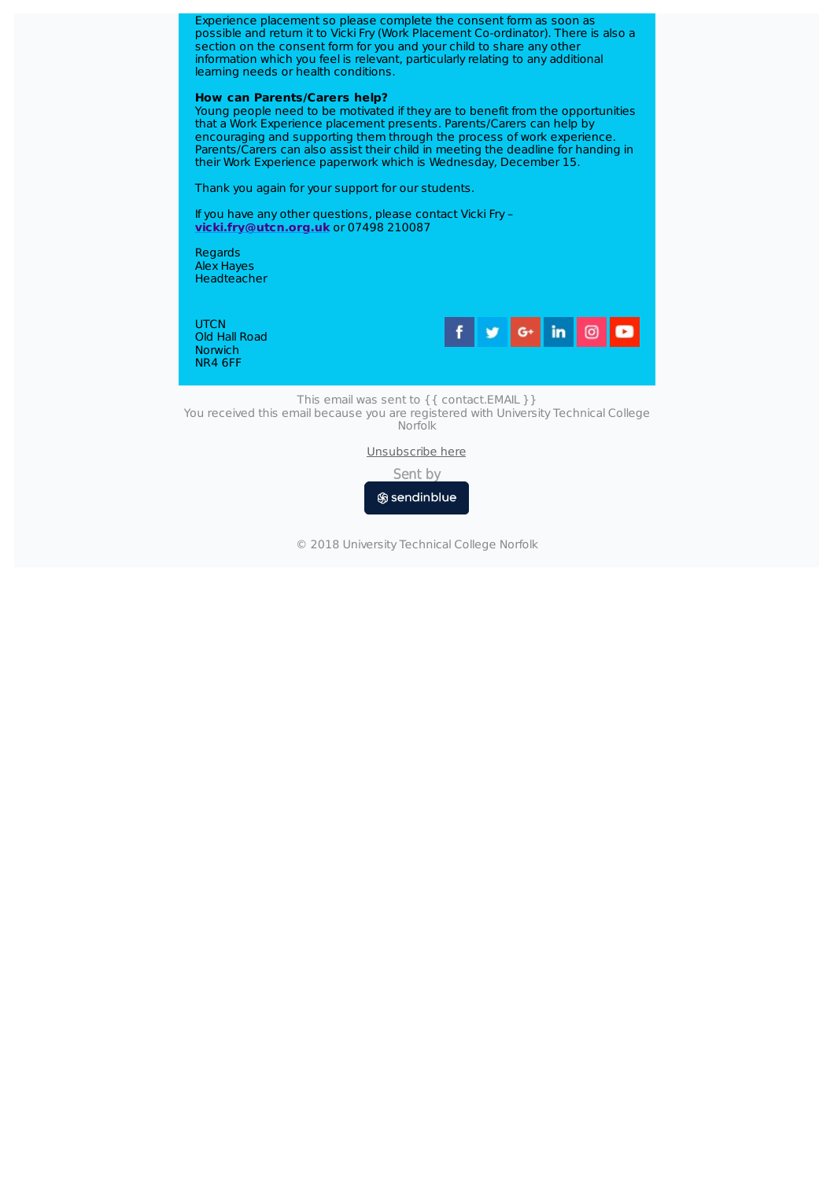Experience placement so please complete the consent form as soon as possible and return it to Vicki Fry (Work Placement Co-ordinator). There is also a section on the consent form for you and your child to share any other information which you feel is relevant, particularly relating to any additional learning needs or health conditions.

**How can Parents/Carers help?**
Young people need to be motivated if they are to benefit from the opportunities that a Work Experience placement presents. Parents/Carers can help by encouraging and supporting them through the process of work experience. Parents/Carers can also assist their child in meeting the deadline for handing in their Work Experience paperwork which is Wednesday, December 15.

Thank you again for your support for our students.

If you have any other questions, please contact Vicki Fry – **vicki.fry@utcn.org.uk** or 07498 210087

Regards
Alex Hayes
Headteacher

UTCN
Old Hall Road
Norwich
NR4 6FF

This email was sent to {{ contact.EMAIL }}
You received this email because you are registered with University Technical College Norfolk

Unsubscribe here

Sent by
sendinblue

© 2018 University Technical College Norfolk